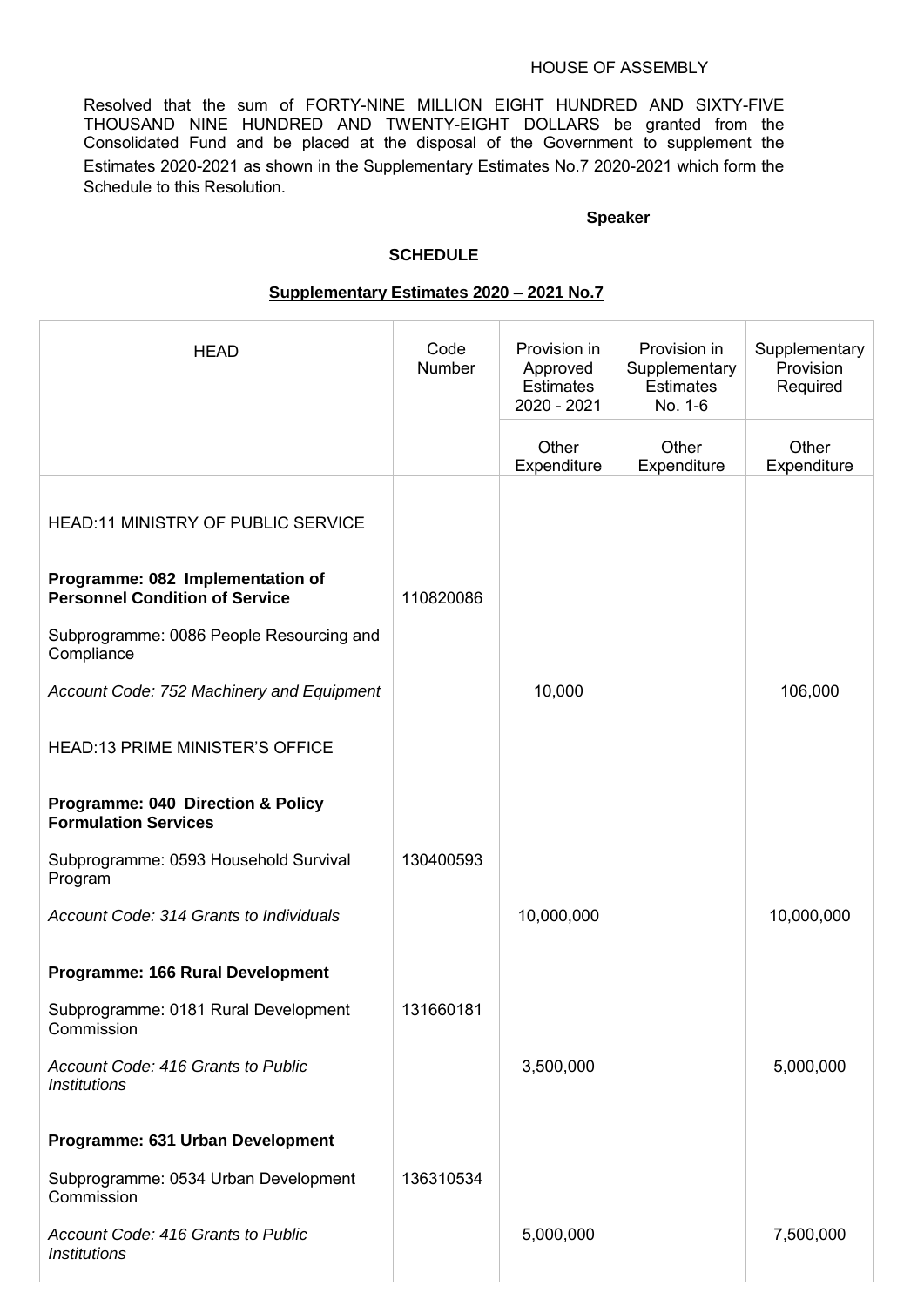HOUSE OF ASSEMBLY

Resolved that the sum of FORTY-NINE MILLION EIGHT HUNDRED AND SIXTY-FIVE THOUSAND NINE HUNDRED AND TWENTY-EIGHT DOLLARS be granted from the Consolidated Fund and be placed at the disposal of the Government to supplement the Estimates 2020-2021 as shown in the Supplementary Estimates No.7 2020-2021 which form the Schedule to this Resolution.

**Speaker**

**SCHEDULE**

**Supplementary Estimates 2020 – 2021 No.7**

| HEAD | Code Number | Provision in Approved Estimates 2020 - 2021 | Provision in Supplementary Estimates No. 1-6 | Supplementary Provision Required |
|---|---|---|---|---|
| | | Other Expenditure | Other Expenditure | Other Expenditure |
| HEAD:11 MINISTRY OF PUBLIC SERVICE | | | | |
| **Programme: 082 Implementation of Personnel Condition of Service** | 110820086 | | | |
| Subprogramme: 0086 People Resourcing and Compliance | | | | |
| *Account Code: 752 Machinery and Equipment* | | 10,000 | | 106,000 |
| HEAD:13 PRIME MINISTER'S OFFICE | | | | |
| **Programme: 040 Direction & Policy Formulation Services** | | | | |
| Subprogramme: 0593 Household Survival Program | 130400593 | | | |
| *Account Code: 314 Grants to Individuals* | | 10,000,000 | | 10,000,000 |
| **Programme: 166 Rural Development** | | | | |
| Subprogramme: 0181 Rural Development Commission | 131660181 | | | |
| *Account Code: 416 Grants to Public Institutions* | | 3,500,000 | | 5,000,000 |
| **Programme: 631 Urban Development** | | | | |
| Subprogramme: 0534 Urban Development Commission | 136310534 | | | |
| *Account Code: 416 Grants to Public Institutions* | | 5,000,000 | | 7,500,000 |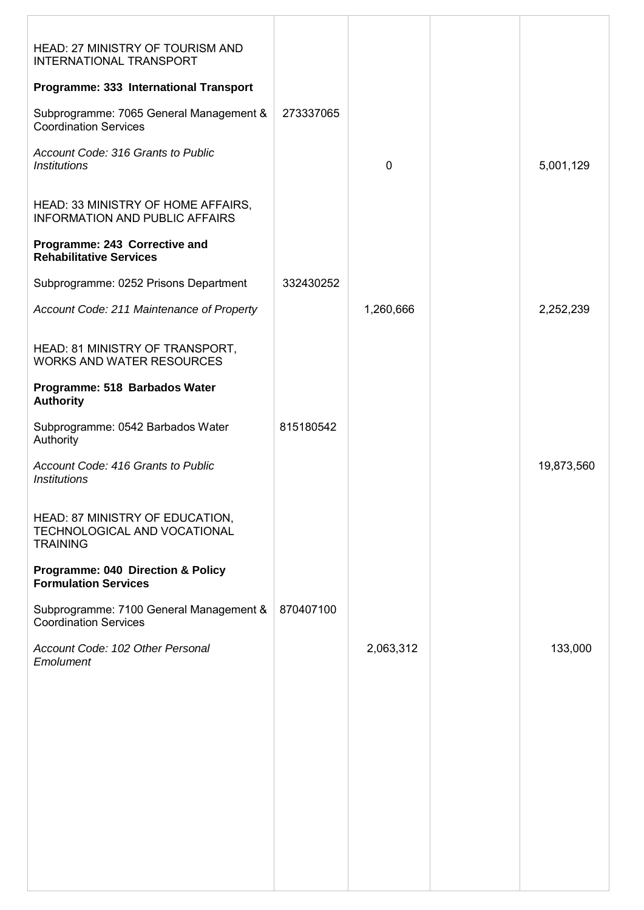| | | | | |
|---|---|---|---|---|
| HEAD: 27 MINISTRY OF TOURISM AND INTERNATIONAL TRANSPORT | | | | |
| **Programme: 333 International Transport** | | | | |
| Subprogramme: 7065 General Management & Coordination Services | 273337065 | | | |
| *Account Code: 316 Grants to Public Institutions* | | 0 | | 5,001,129 |
| HEAD: 33 MINISTRY OF HOME AFFAIRS, INFORMATION AND PUBLIC AFFAIRS | | | | |
| **Programme: 243 Corrective and Rehabilitative Services** | | | | |
| Subprogramme: 0252 Prisons Department | 332430252 | | | |
| *Account Code: 211 Maintenance of Property* | | 1,260,666 | | 2,252,239 |
| HEAD: 81 MINISTRY OF TRANSPORT, WORKS AND WATER RESOURCES | | | | |
| **Programme: 518 Barbados Water Authority** | | | | |
| Subprogramme: 0542 Barbados Water Authority | 815180542 | | | |
| *Account Code: 416 Grants to Public Institutions* | | | | 19,873,560 |
| HEAD: 87 MINISTRY OF EDUCATION, TECHNOLOGICAL AND VOCATIONAL TRAINING | | | | |
| **Programme: 040 Direction & Policy Formulation Services** | | | | |
| Subprogramme: 7100 General Management & Coordination Services | 870407100 | | | |
| *Account Code: 102 Other Personal Emolument* | | 2,063,312 | | 133,000 |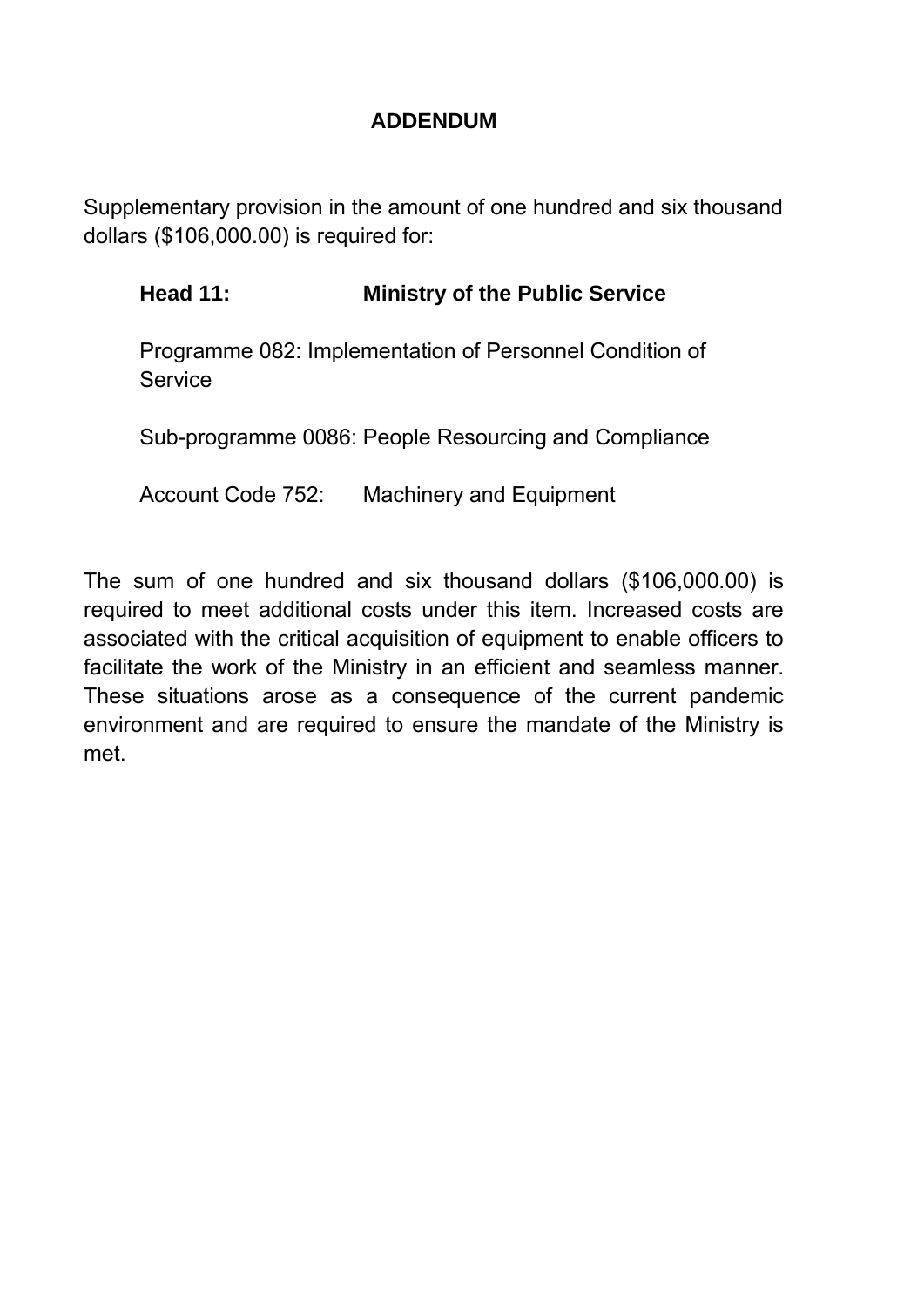# ADDENDUM

Supplementary provision in the amount of one hundred and six thousand dollars ($106,000.00) is required for:

**Head 11: Ministry of the Public Service**

Programme 082: Implementation of Personnel Condition of Service

Sub-programme 0086: People Resourcing and Compliance

Account Code 752: Machinery and Equipment

The sum of one hundred and six thousand dollars ($106,000.00) is required to meet additional costs under this item. Increased costs are associated with the critical acquisition of equipment to enable officers to facilitate the work of the Ministry in an efficient and seamless manner. These situations arose as a consequence of the current pandemic environment and are required to ensure the mandate of the Ministry is met.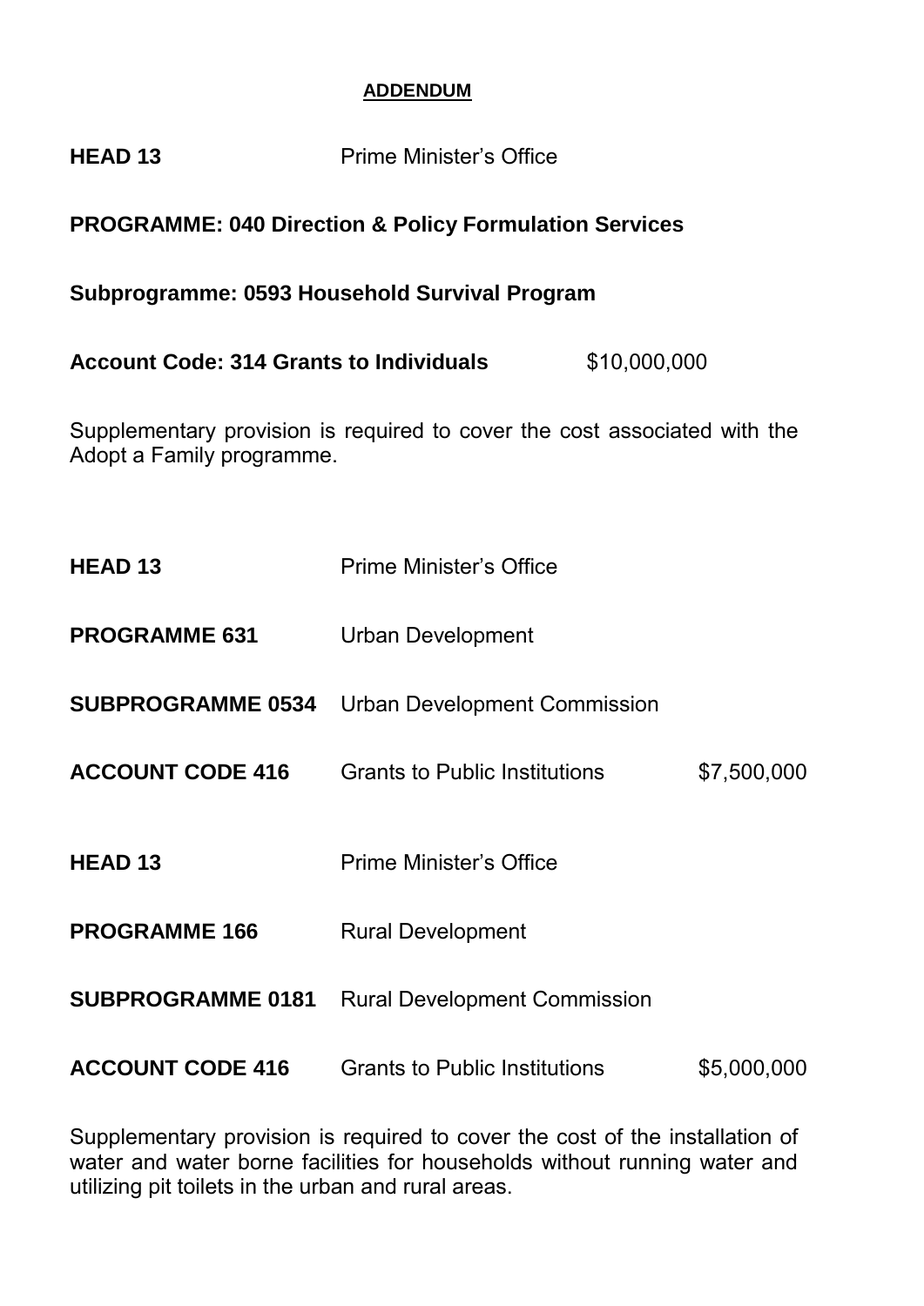**ADDENDUM**

**HEAD 13** Prime Minister's Office

**PROGRAMME: 040 Direction & Policy Formulation Services**

**Subprogramme: 0593 Household Survival Program**

**Account Code: 314 Grants to Individuals** $10,000,000

Supplementary provision is required to cover the cost associated with the Adopt a Family programme.

| | | |
|---|---|---|
| **HEAD 13** | Prime Minister's Office | |
| **PROGRAMME 631** | Urban Development | |
| **SUBPROGRAMME 0534** | Urban Development Commission | |
| **ACCOUNT CODE 416** | Grants to Public Institutions | $7,500,000 |

| | | |
|---|---|---|
| **HEAD 13** | Prime Minister's Office | |
| **PROGRAMME 166** | Rural Development | |
| **SUBPROGRAMME 0181** | Rural Development Commission | |
| **ACCOUNT CODE 416** | Grants to Public Institutions | $5,000,000 |

Supplementary provision is required to cover the cost of the installation of water and water borne facilities for households without running water and utilizing pit toilets in the urban and rural areas.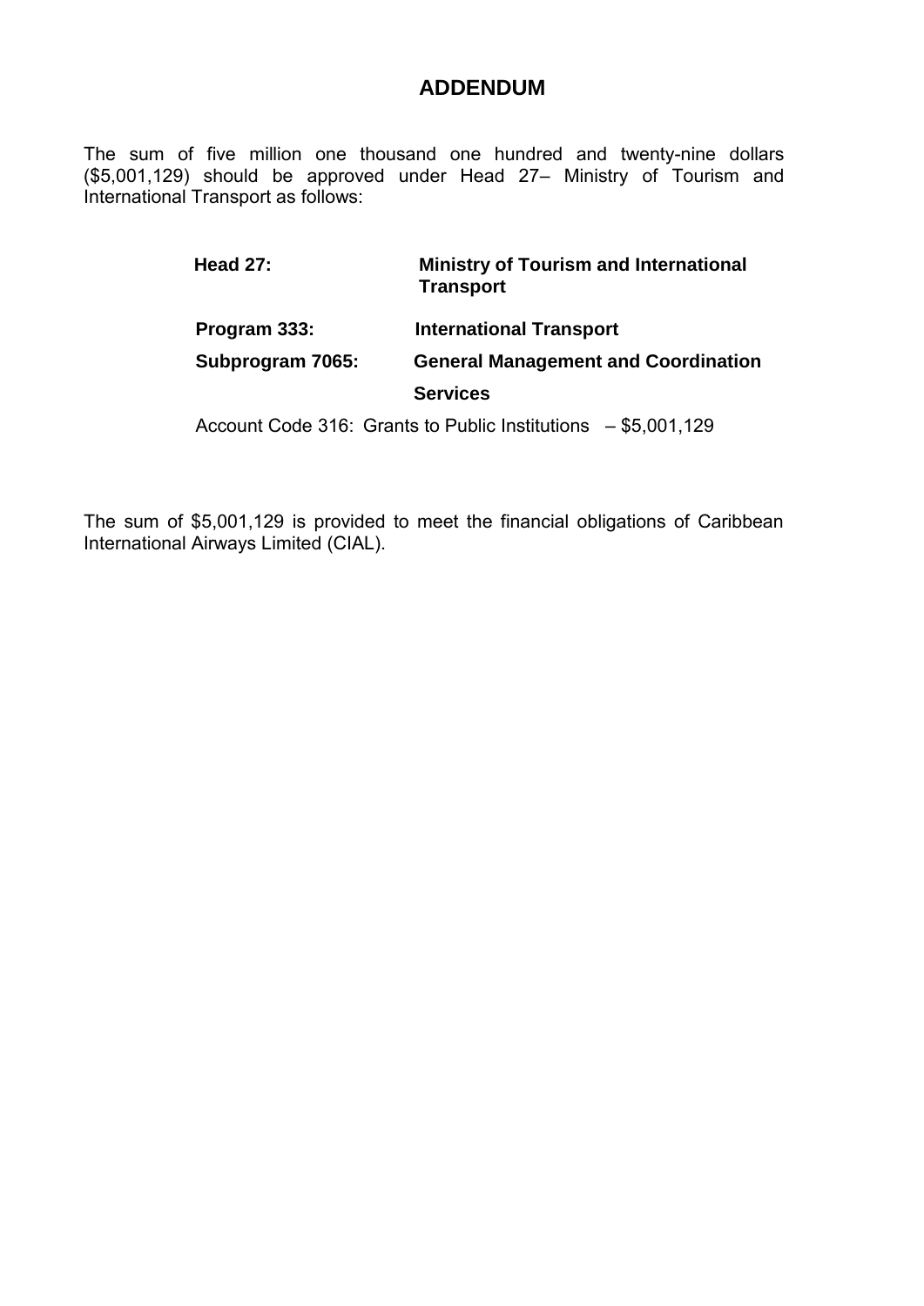# ADDENDUM

The sum of five million one thousand one hundred and twenty-nine dollars ($5,001,129) should be approved under Head 27– Ministry of Tourism and International Transport as follows:

**Head 27:** **Ministry of Tourism and International Transport**

**Program 333:** **International Transport**

**Subprogram 7065:** **General Management and Coordination Services**

Account Code 316: Grants to Public Institutions – $5,001,129

The sum of $5,001,129 is provided to meet the financial obligations of Caribbean International Airways Limited (CIAL).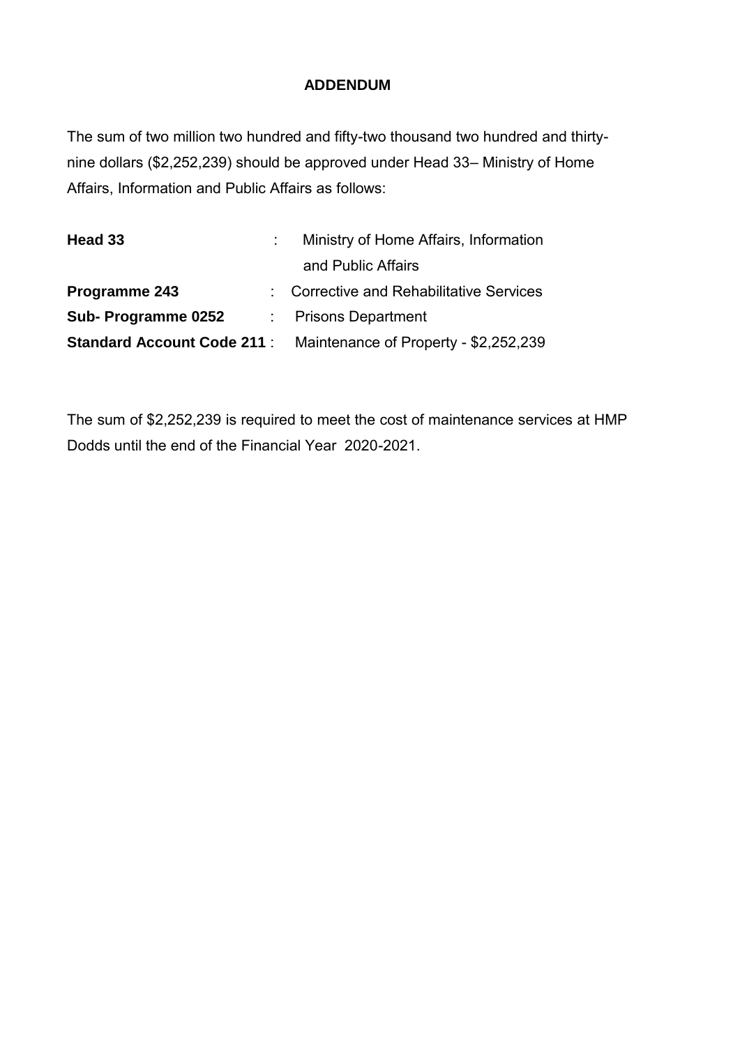# ADDENDUM

The sum of two million two hundred and fifty-two thousand two hundred and thirty-nine dollars ($2,252,239) should be approved under Head 33– Ministry of Home Affairs, Information and Public Affairs as follows:

| | | |
|---|---|---|
| **Head 33** | : | Ministry of Home Affairs, Information and Public Affairs |
| **Programme 243** | : | Corrective and Rehabilitative Services |
| **Sub- Programme 0252** | : | Prisons Department |
| **Standard Account Code 211** | : | Maintenance of Property - $2,252,239 |

The sum of $2,252,239 is required to meet the cost of maintenance services at HMP Dodds until the end of the Financial Year 2020-2021.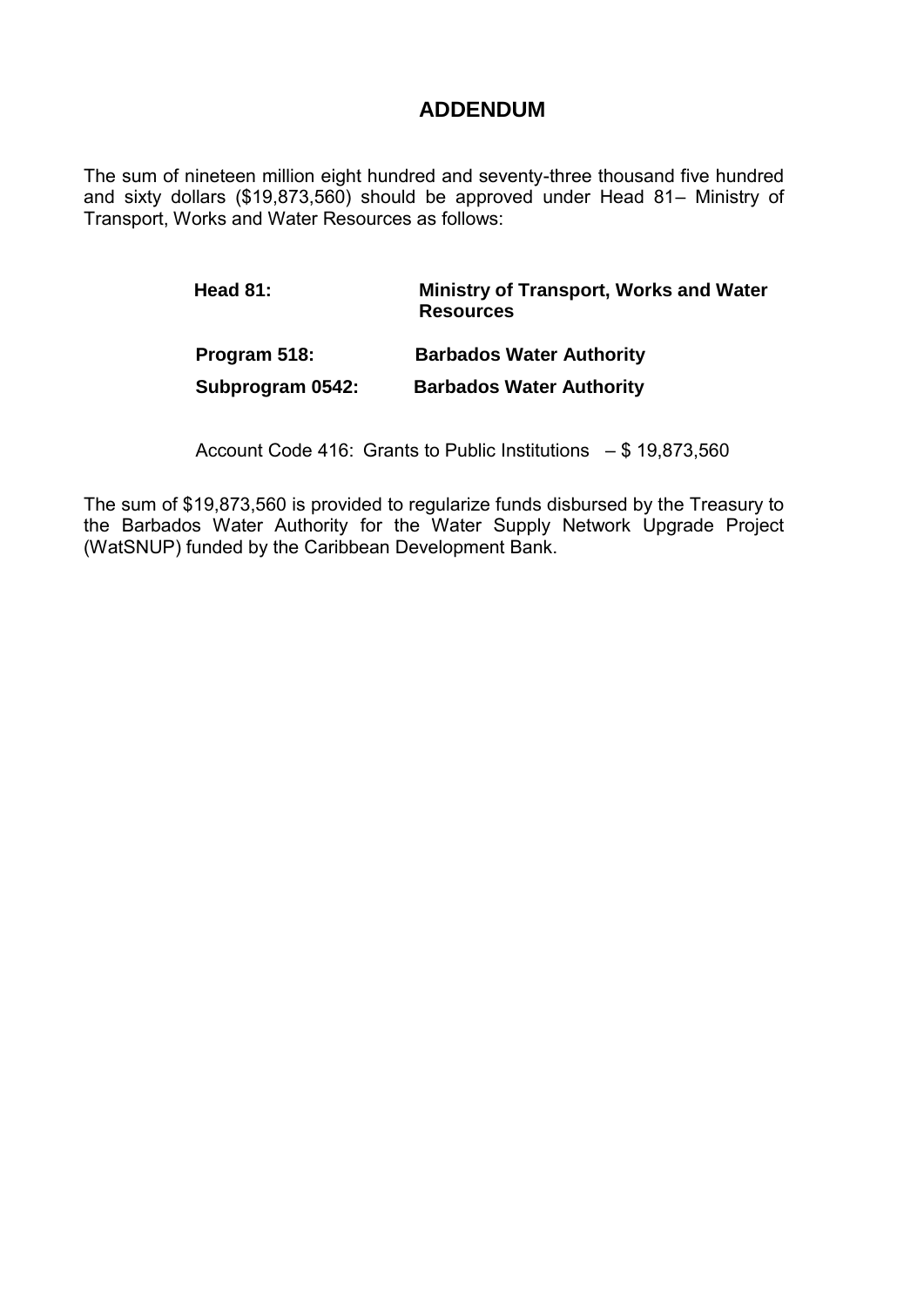# ADDENDUM

The sum of nineteen million eight hundred and seventy-three thousand five hundred and sixty dollars ($19,873,560) should be approved under Head 81– Ministry of Transport, Works and Water Resources as follows:

| | |
|---|---|
| **Head 81:** | **Ministry of Transport, Works and Water Resources** |
| **Program 518:** | **Barbados Water Authority** |
| **Subprogram 0542:** | **Barbados Water Authority** |

Account Code 416: Grants to Public Institutions – $ 19,873,560

The sum of $19,873,560 is provided to regularize funds disbursed by the Treasury to the Barbados Water Authority for the Water Supply Network Upgrade Project (WatSNUP) funded by the Caribbean Development Bank.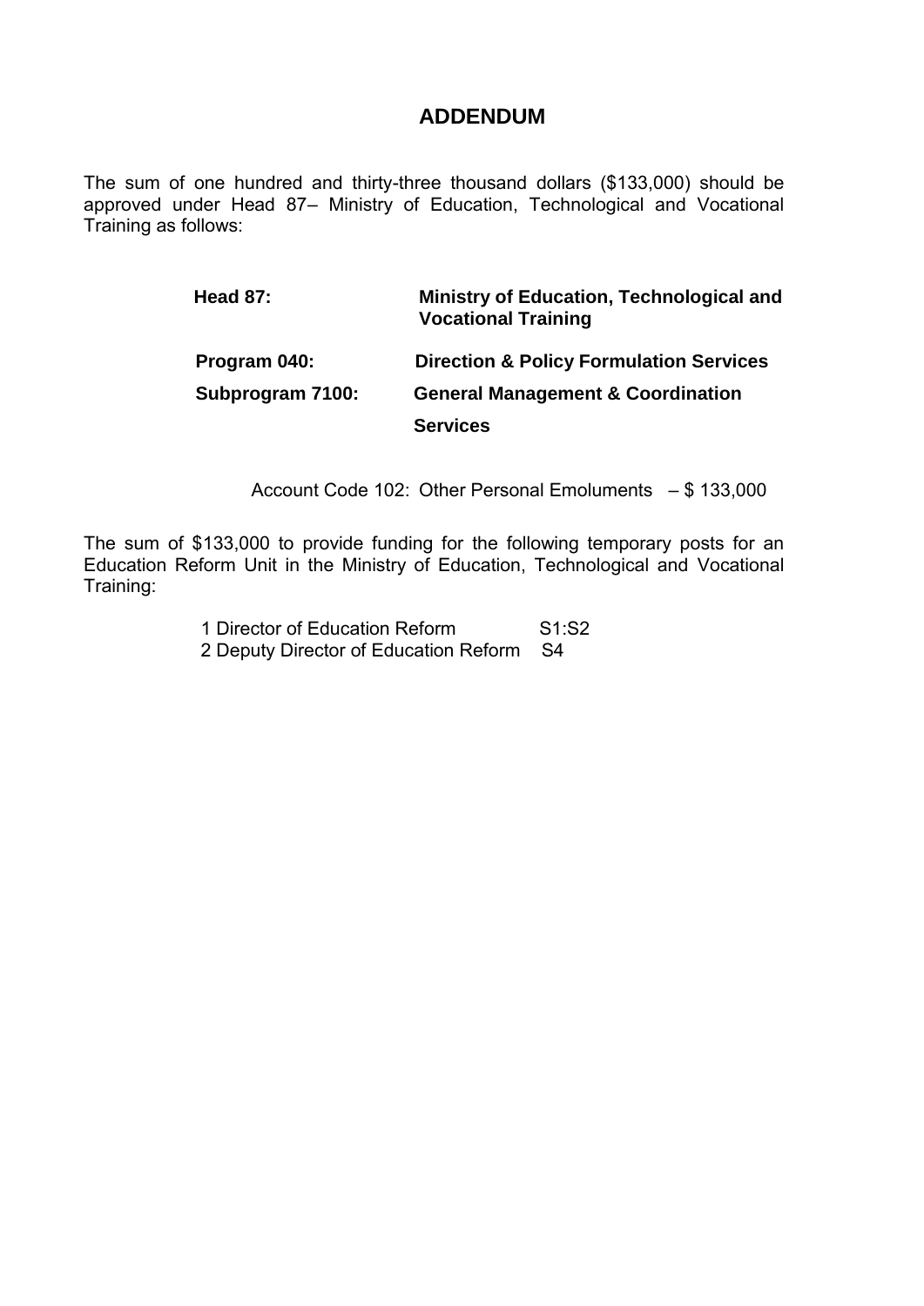# ADDENDUM

The sum of one hundred and thirty-three thousand dollars ($133,000) should be approved under Head 87– Ministry of Education, Technological and Vocational Training as follows:

| | |
|---|---|
| **Head 87:** | **Ministry of Education, Technological and Vocational Training** |
| **Program 040:** | **Direction & Policy Formulation Services** |
| **Subprogram 7100:** | **General Management & Coordination Services** |

Account Code 102: Other Personal Emoluments – $ 133,000

The sum of $133,000 to provide funding for the following temporary posts for an Education Reform Unit in the Ministry of Education, Technological and Vocational Training:

| | |
|---|---|
| 1 Director of Education Reform | S1:S2 |
| 2 Deputy Director of Education Reform | S4 |